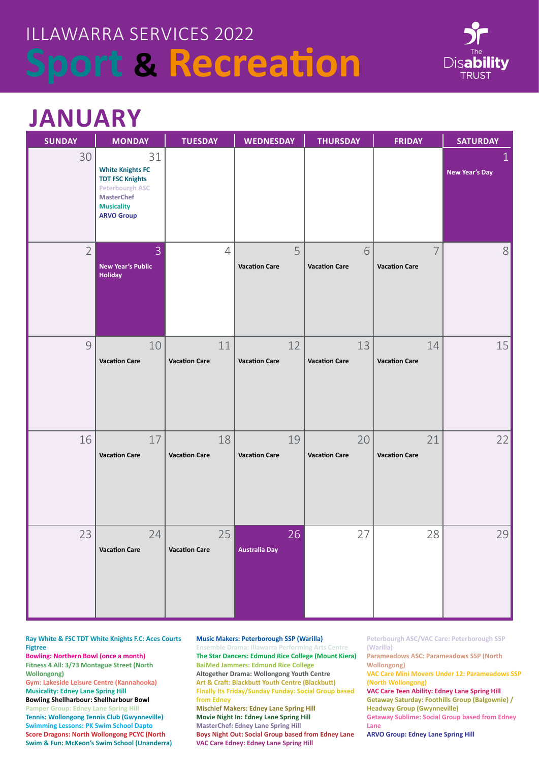# ILLAWARRA SERVICES 2022

# Sport & Recreation

The Disability TRUST

## JANUARY

| SUNDAY | MONDAY | TUESDAY | WEDNESDAY | THURSDAY | FRIDAY | SATURDAY |
|---|---|---|---|---|---|---|
| 30 | 31 White Knights FC, TDT FSC Knights, Peterborough ASC, MasterChef, Musicality, ARVO Group | | | | | 1 New Year's Day |
| 2 | 3 New Year's Public Holiday | 4 | 5 Vacation Care | 6 Vacation Care | 7 Vacation Care | 8 |
| 9 | 10 Vacation Care | 11 Vacation Care | 12 Vacation Care | 13 Vacation Care | 14 Vacation Care | 15 |
| 16 | 17 Vacation Care | 18 Vacation Care | 19 Vacation Care | 20 Vacation Care | 21 Vacation Care | 22 |
| 23 | 24 Vacation Care | 25 Vacation Care | 26 Australia Day | 27 | 28 | 29 |

Ray White & FSC TDT White Knights F.C: Aces Courts Figtree
Bowling: Northern Bowl (once a month)
Fitness 4 All: 3/73 Montague Street (North Wollongong)
Gym: Lakeside Leisure Centre (Kannahooka)
Musicality: Edney Lane Spring Hill
Bowling Shellharbour: Shellharbour Bowl
Pamper Group: Edney Lane Spring Hill
Tennis: Wollongong Tennis Club (Gwynneville)
Swimming Lessons: PK Swim School Dapto
Score Dragons: North Wollongong PCYC (North
Swim & Fun: McKeon's Swim School (Unanderra)

Music Makers: Peterborough SSP (Warilla)
Ensemble Drama: Illawarra Performing Arts Centre
The Star Dancers: Edmund Rice College (Mount Kiera)
BaiMed Jammers: Edmund Rice College
Altogether Drama: Wollongong Youth Centre
Art & Craft: Blackbutt Youth Centre (Blackbutt)
Finally Its Friday/Sunday Funday: Social Group based from Edney
Mischief Makers: Edney Lane Spring Hill
Movie Night In: Edney Lane Spring Hill
MasterChef: Edney Lane Spring Hill
Boys Night Out: Social Group based from Edney Lane
VAC Care Edney: Edney Lane Spring Hill

Peterbourgh ASC/VAC Care: Peterborough SSP (Warilla)
Parameadows ASC: Parameadows SSP (North Wollongong)
VAC Care Mini Movers Under 12: Parameadows SSP (North Wollongong)
VAC Care Teen Ability: Edney Lane Spring Hill
Getaway Saturday: Foothills Group (Balgownie) / Headway Group (Gwynneville)
Getaway Sublime: Social Group based from Edney Lane
ARVO Group: Edney Lane Spring Hill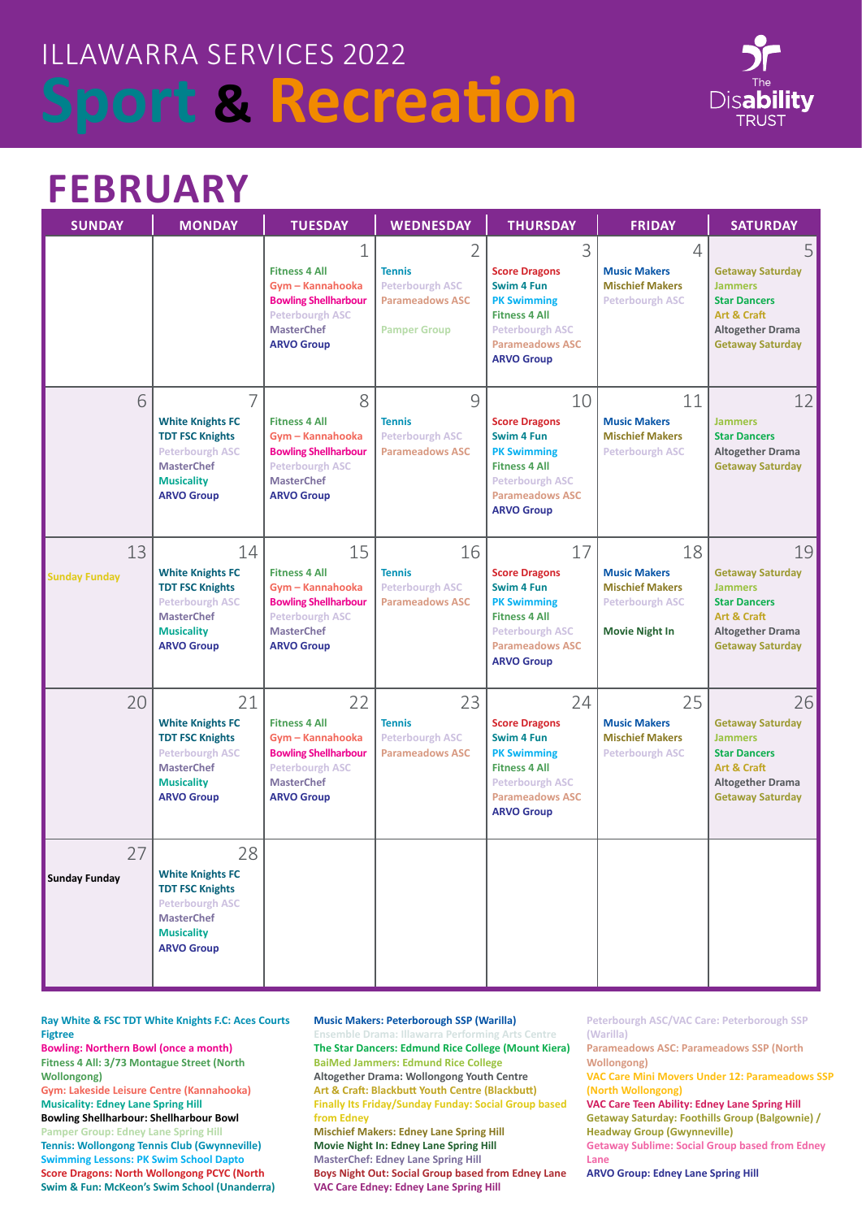# ILLAWARRA SERVICES 2022

# Sport & Recreation

The Disability TRUST

## FEBRUARY

| SUNDAY | MONDAY | TUESDAY | WEDNESDAY | THURSDAY | FRIDAY | SATURDAY |
|---|---|---|---|---|---|---|
| | | 1<br>Fitness 4 All<br>Gym – Kannahooka<br>Bowling Shellharbour<br>Peterbough ASC<br>MasterChef<br>ARVO Group | 2<br>Tennis<br>Peterbough ASC<br>Parameadows ASC<br><br>Pamper Group | 3<br>Score Dragons<br>Swim 4 Fun<br>PK Swimming<br>Fitness 4 All<br>Peterbough ASC<br>Parameadows ASC<br>ARVO Group | 4<br>Music Makers<br>Mischief Makers<br>Peterbough ASC | 5<br>Getaway Saturday<br>Jammers<br>Star Dancers<br>Art & Craft<br>Altogether Drama<br>Getaway Saturday |
| 6 | 7<br>White Knights FC<br>TDT FSC Knights<br>Peterbough ASC<br>MasterChef<br>Musicality<br>ARVO Group | 8<br>Fitness 4 All<br>Gym – Kannahooka<br>Bowling Shellharbour<br>Peterbough ASC<br>MasterChef<br>ARVO Group | 9<br>Tennis<br>Peterbough ASC<br>Parameadows ASC | 10<br>Score Dragons<br>Swim 4 Fun<br>PK Swimming<br>Fitness 4 All<br>Peterbough ASC<br>Parameadows ASC<br>ARVO Group | 11<br>Music Makers<br>Mischief Makers<br>Peterbough ASC | 12<br>Jammers<br>Star Dancers<br>Altogether Drama<br>Getaway Saturday |
| 13<br>Sunday Funday | 14<br>White Knights FC<br>TDT FSC Knights<br>Peterbough ASC<br>MasterChef<br>Musicality<br>ARVO Group | 15<br>Fitness 4 All<br>Gym – Kannahooka<br>Bowling Shellharbour<br>Peterbough ASC<br>MasterChef<br>ARVO Group | 16<br>Tennis<br>Peterbough ASC<br>Parameadows ASC | 17<br>Score Dragons<br>Swim 4 Fun<br>PK Swimming<br>Fitness 4 All<br>Peterbough ASC<br>Parameadows ASC<br>ARVO Group | 18<br>Music Makers<br>Mischief Makers<br>Peterbough ASC<br><br>Movie Night In | 19<br>Getaway Saturday<br>Jammers<br>Star Dancers<br>Art & Craft<br>Altogether Drama<br>Getaway Saturday |
| 20 | 21<br>White Knights FC<br>TDT FSC Knights<br>Peterbough ASC<br>MasterChef<br>Musicality<br>ARVO Group | 22<br>Fitness 4 All<br>Gym – Kannahooka<br>Bowling Shellharbour<br>Peterbough ASC<br>MasterChef<br>ARVO Group | 23<br>Tennis<br>Peterbough ASC<br>Parameadows ASC | 24<br>Score Dragons<br>Swim 4 Fun<br>PK Swimming<br>Fitness 4 All<br>Peterbough ASC<br>Parameadows ASC<br>ARVO Group | 25<br>Music Makers<br>Mischief Makers<br>Peterbough ASC | 26<br>Getaway Saturday<br>Jammers<br>Star Dancers<br>Art & Craft<br>Altogether Drama<br>Getaway Saturday |
| 27<br>Sunday Funday | 28<br>White Knights FC<br>TDT FSC Knights<br>Peterbough ASC<br>MasterChef<br>Musicality<br>ARVO Group | | | | | |

Ray White & FSC TDT White Knights F.C: Aces Courts Figtree
Bowling: Northern Bowl (once a month)
Fitness 4 All: 3/73 Montague Street (North Wollongong)
Gym: Lakeside Leisure Centre (Kannahooka)
Musicality: Edney Lane Spring Hill
Bowling Shellharbour: Shellharbour Bowl
Pamper Group: Edney Lane Spring Hill
Tennis: Wollongong Tennis Club (Gwynneville)
Swimming Lessons: PK Swim School Dapto
Score Dragons: North Wollongong PCYC (North
Swim & Fun: McKeon's Swim School (Unanderra)

Music Makers: Peterborough SSP (Warilla)
Ensemble Drama: Illawarra Performing Arts Centre
The Star Dancers: Edmund Rice College (Mount Kiera)
BaiMed Jammers: Edmund Rice College
Altogether Drama: Wollongong Youth Centre
Art & Craft: Blackbutt Youth Centre (Blackbutt)
Finally Its Friday/Sunday Funday: Social Group based from Edney
Mischief Makers: Edney Lane Spring Hill
Movie Night In: Edney Lane Spring Hill
MasterChef: Edney Lane Spring Hill
Boys Night Out: Social Group based from Edney Lane
VAC Care Edney: Edney Lane Spring Hill

Peterbourgh ASC/VAC Care: Peterborough SSP (Warilla)
Parameadows ASC: Parameadows SSP (North Wollongong)
VAC Care Mini Movers Under 12: Parameadows SSP (North Wollongong)
VAC Care Teen Ability: Edney Lane Spring Hill
Getaway Saturday: Foothills Group (Balgownie) / Headway Group (Gwynneville)
Getaway Sublime: Social Group based from Edney Lane
ARVO Group: Edney Lane Spring Hill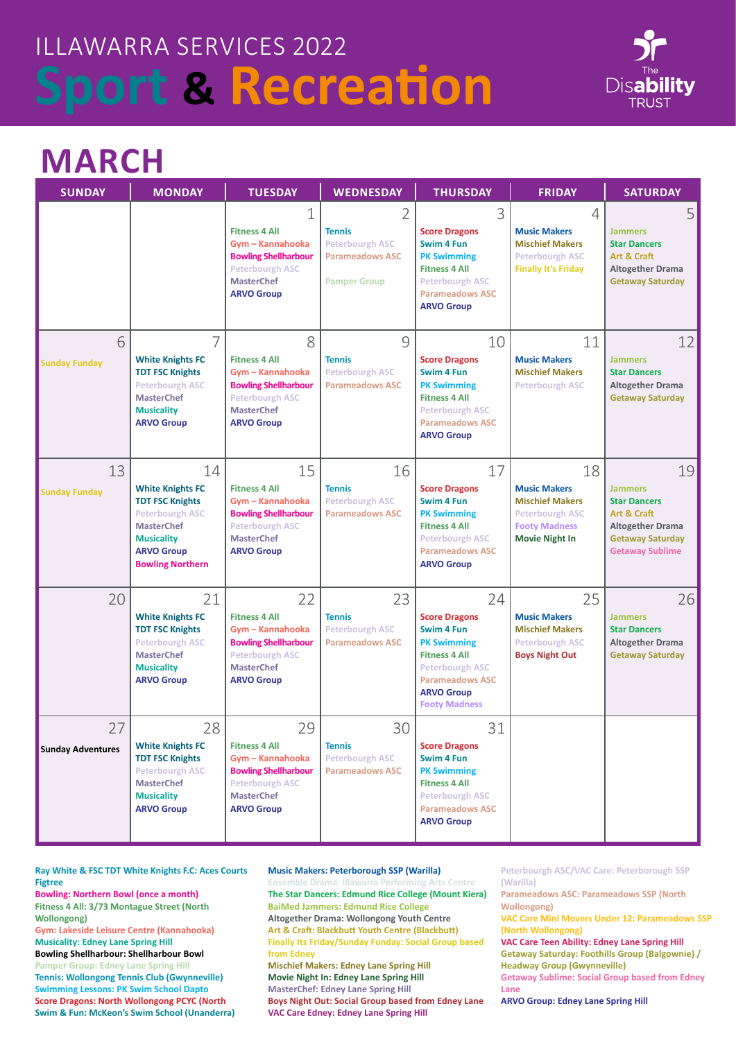# ILLAWARRA SERVICES 2022

# Sport & Recreation

The Disability TRUST

## MARCH

| SUNDAY | MONDAY | TUESDAY | WEDNESDAY | THURSDAY | FRIDAY | SATURDAY |
|---|---|---|---|---|---|---|
| | | 1<br>Fitness 4 All<br>Gym – Kannahooka<br>Bowling Shellharbour<br>Peterbourgh ASC<br>MasterChef<br>ARVO Group | 2<br>Tennis<br>Peterbourgh ASC<br>Parameadows ASC<br><br>Pamper Group | 3<br>Score Dragons<br>Swim 4 Fun<br>PK Swimming<br>Fitness 4 All<br>Peterbourgh ASC<br>Parameadows ASC<br>ARVO Group | 4<br>Music Makers<br>Mischief Makers<br>Peterbourgh ASC<br>Finally It's Friday | 5<br>Jammers<br>Star Dancers<br>Art & Craft<br>Altogether Drama<br>Getaway Saturday |
| 6<br>Sunday Funday | 7<br>White Knights FC<br>TDT FSC Knights<br>Peterbourgh ASC<br>MasterChef<br>Musicality<br>ARVO Group | 8<br>Fitness 4 All<br>Gym – Kannahooka<br>Bowling Shellharbour<br>Peterbourgh ASC<br>MasterChef<br>ARVO Group | 9<br>Tennis<br>Peterbourgh ASC<br>Parameadows ASC | 10<br>Score Dragons<br>Swim 4 Fun<br>PK Swimming<br>Fitness 4 All<br>Peterbourgh ASC<br>Parameadows ASC<br>ARVO Group | 11<br>Music Makers<br>Mischief Makers<br>Peterbourgh ASC | 12<br>Jammers<br>Star Dancers<br>Altogether Drama<br>Getaway Saturday |
| 13<br>Sunday Funday | 14<br>White Knights FC<br>TDT FSC Knights<br>Peterbourgh ASC<br>MasterChef<br>Musicality<br>ARVO Group<br>Bowling Northern | 15<br>Fitness 4 All<br>Gym – Kannahooka<br>Bowling Shellharbour<br>Peterbourgh ASC<br>MasterChef<br>ARVO Group | 16<br>Tennis<br>Peterbourgh ASC<br>Parameadows ASC | 17<br>Score Dragons<br>Swim 4 Fun<br>PK Swimming<br>Fitness 4 All<br>Peterbourgh ASC<br>Parameadows ASC<br>ARVO Group | 18<br>Music Makers<br>Mischief Makers<br>Peterbourgh ASC<br>Footy Madness<br>Movie Night In | 19<br>Jammers<br>Star Dancers<br>Art & Craft<br>Altogether Drama<br>Getaway Saturday<br>Getaway Sublime |
| 20 | 21<br>White Knights FC<br>TDT FSC Knights<br>Peterbourgh ASC<br>MasterChef<br>Musicality<br>ARVO Group | 22<br>Fitness 4 All<br>Gym – Kannahooka<br>Bowling Shellharbour<br>Peterbourgh ASC<br>MasterChef<br>ARVO Group | 23<br>Tennis<br>Peterbourgh ASC<br>Parameadows ASC | 24<br>Score Dragons<br>Swim 4 Fun<br>PK Swimming<br>Fitness 4 All<br>Peterbourgh ASC<br>Parameadows ASC<br>ARVO Group<br>Footy Madness | 25<br>Music Makers<br>Mischief Makers<br>Peterbourgh ASC<br>Boys Night Out | 26<br>Jammers<br>Star Dancers<br>Altogether Drama<br>Getaway Saturday |
| 27<br>Sunday Adventures | 28<br>White Knights FC<br>TDT FSC Knights<br>Peterbourgh ASC<br>MasterChef<br>Musicality<br>ARVO Group | 29<br>Fitness 4 All<br>Gym – Kannahooka<br>Bowling Shellharbour<br>Peterbourgh ASC<br>MasterChef<br>ARVO Group | 30<br>Tennis<br>Peterbourgh ASC<br>Parameadows ASC | 31<br>Score Dragons<br>Swim 4 Fun<br>PK Swimming<br>Fitness 4 All<br>Peterbourgh ASC<br>Parameadows ASC<br>ARVO Group | | |

Ray White & FSC TDT White Knights F.C: Aces Courts Figtree
Bowling: Northern Bowl (once a month)
Fitness 4 All: 3/73 Montague Street (North Wollongong)
Gym: Lakeside Leisure Centre (Kannahooka)
Musicality: Edney Lane Spring Hill
Bowling Shellharbour: Shellharbour Bowl
Pamper Group: Edney Lane Spring Hill
Tennis: Wollongong Tennis Club (Gwynneville)
Swimming Lessons: PK Swim School Dapto
Score Dragons: North Wollongong PCYC (North
Swim & Fun: McKeon's Swim School (Unanderra)

Music Makers: Peterborough SSP (Warilla)
Ensemble Drama: Illawarra Performing Arts Centre
The Star Dancers: Edmund Rice College (Mount Kiera)
BaiMed Jammers: Edmund Rice College
Altogether Drama: Wollongong Youth Centre
Art & Craft: Blackbutt Youth Centre (Blackbutt)
Finally Its Friday/Sunday Funday: Social Group based from Edney
Mischief Makers: Edney Lane Spring Hill
Movie Night In: Edney Lane Spring Hill
MasterChef: Edney Lane Spring Hill
Boys Night Out: Social Group based from Edney Lane
VAC Care Edney: Edney Lane Spring Hill

Peterbourgh ASC/VAC Care: Peterborough SSP (Warilla)
Parameadows ASC: Parameadows SSP (North Wollongong)
VAC Care Mini Movers Under 12: Parameadows SSP (North Wollongong)
VAC Care Teen Ability: Edney Lane Spring Hill
Getaway Saturday: Foothills Group (Balgownie) / Headway Group (Gwynneville)
Getaway Sublime: Social Group based from Edney Lane
ARVO Group: Edney Lane Spring Hill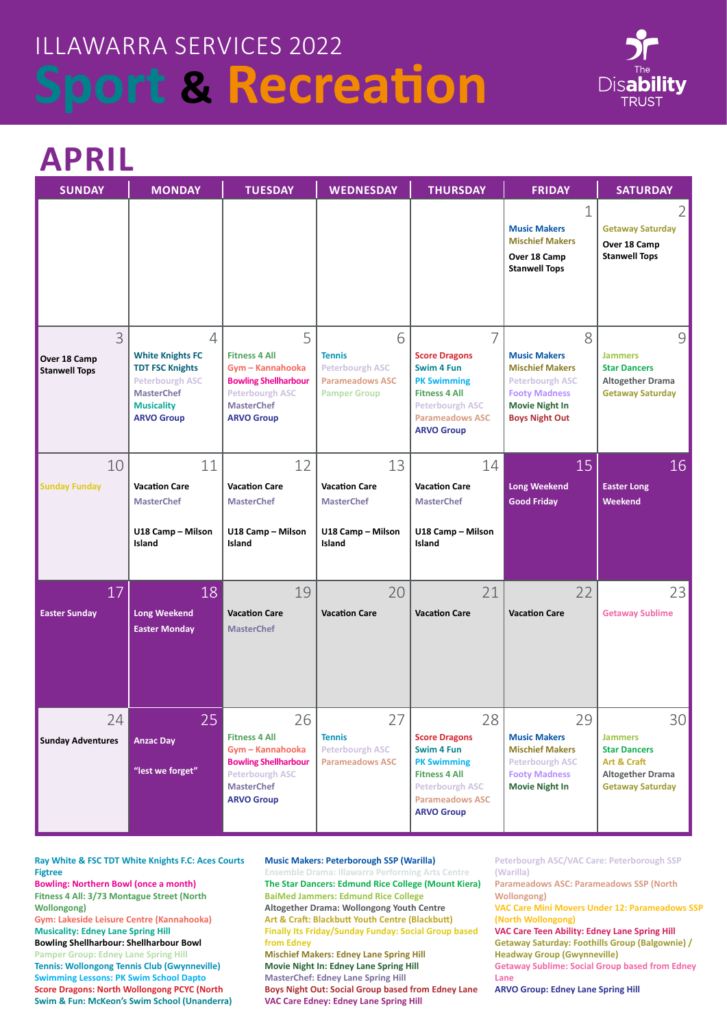# ILLAWARRA SERVICES 2022

# Sport & Recreation

The Disability TRUST

## APRIL

| SUNDAY | MONDAY | TUESDAY | WEDNESDAY | THURSDAY | FRIDAY | SATURDAY |
|---|---|---|---|---|---|---|
| | | | | | 1<br>Music Makers<br>Mischief Makers<br>Over 18 Camp Stanwell Tops | 2<br>Getaway Saturday<br>Over 18 Camp Stanwell Tops |
| 3<br>Over 18 Camp Stanwell Tops | 4<br>White Knights FC<br>TDT FSC Knights<br>Peterbourgh ASC<br>MasterChef<br>Musicality<br>ARVO Group | 5<br>Fitness 4 All<br>Gym – Kannahooka<br>Bowling Shellharbour<br>Peterbourgh ASC<br>MasterChef<br>ARVO Group | 6<br>Tennis<br>Peterbourgh ASC<br>Parameadows ASC<br>Pamper Group | 7<br>Score Dragons<br>Swim 4 Fun<br>PK Swimming<br>Fitness 4 All<br>Peterbourgh ASC<br>Parameadows ASC<br>ARVO Group | 8<br>Music Makers<br>Mischief Makers<br>Peterbourgh ASC<br>Footy Madness<br>Movie Night In<br>Boys Night Out | 9<br>Jammers<br>Star Dancers<br>Altogether Drama<br>Getaway Saturday |
| 10<br>Sunday Funday | 11<br>Vacation Care<br>MasterChef<br>U18 Camp – Milson Island | 12<br>Vacation Care<br>MasterChef<br>U18 Camp – Milson Island | 13<br>Vacation Care<br>MasterChef<br>U18 Camp – Milson Island | 14<br>Vacation Care<br>MasterChef<br>U18 Camp – Milson Island | 15<br>Long Weekend<br>Good Friday | 16<br>Easter Long Weekend |
| 17<br>Easter Sunday | 18<br>Long Weekend<br>Easter Monday | 19<br>Vacation Care<br>MasterChef | 20<br>Vacation Care | 21<br>Vacation Care | 22<br>Vacation Care | 23<br>Getaway Sublime |
| 24<br>Sunday Adventures | 25<br>Anzac Day<br>"lest we forget" | 26<br>Fitness 4 All<br>Gym – Kannahooka<br>Bowling Shellharbour<br>Peterbourgh ASC<br>MasterChef<br>ARVO Group | 27<br>Tennis<br>Peterbourgh ASC<br>Parameadows ASC | 28<br>Score Dragons<br>Swim 4 Fun<br>PK Swimming<br>Fitness 4 All<br>Peterbourgh ASC<br>Parameadows ASC<br>ARVO Group | 29<br>Music Makers<br>Mischief Makers<br>Peterbourgh ASC<br>Footy Madness<br>Movie Night In | 30<br>Jammers<br>Star Dancers<br>Art & Craft<br>Altogether Drama<br>Getaway Saturday |

Ray White & FSC TDT White Knights F.C: Aces Courts Figtree
Bowling: Northern Bowl (once a month)
Fitness 4 All: 3/73 Montague Street (North Wollongong)
Gym: Lakeside Leisure Centre (Kannahooka)
Musicality: Edney Lane Spring Hill
Bowling Shellharbour: Shellharbour Bowl
Pamper Group: Edney Lane Spring Hill
Tennis: Wollongong Tennis Club (Gwynneville)
Swimming Lessons: PK Swim School Dapto
Score Dragons: North Wollongong PCYC (North
Swim & Fun: McKeon's Swim School (Unanderra)

Music Makers: Peterborough SSP (Warilla)
Ensemble Drama: Illawarra Performing Arts Centre
The Star Dancers: Edmund Rice College (Mount Kiera)
BaiMed Jammers: Edmund Rice College
Altogether Drama: Wollongong Youth Centre
Art & Craft: Blackbutt Youth Centre (Blackbutt)
Finally Its Friday/Sunday Funday: Social Group based from Edney
Mischief Makers: Edney Lane Spring Hill
Movie Night In: Edney Lane Spring Hill
MasterChef: Edney Lane Spring Hill
Boys Night Out: Social Group based from Edney Lane
VAC Care Edney: Edney Lane Spring Hill

Peterbourgh ASC/VAC Care: Peterbourgh SSP (Warilla)
Parameadows ASC: Parameadows SSP (North Wollongong)
VAC Care Mini Movers Under 12: Parameadows SSP (North Wollongong)
VAC Care Teen Ability: Edney Lane Spring Hill
Getaway Saturday: Foothills Group (Balgownie) / Headway Group (Gwynneville)
Getaway Sublime: Social Group based from Edney Lane
ARVO Group: Edney Lane Spring Hill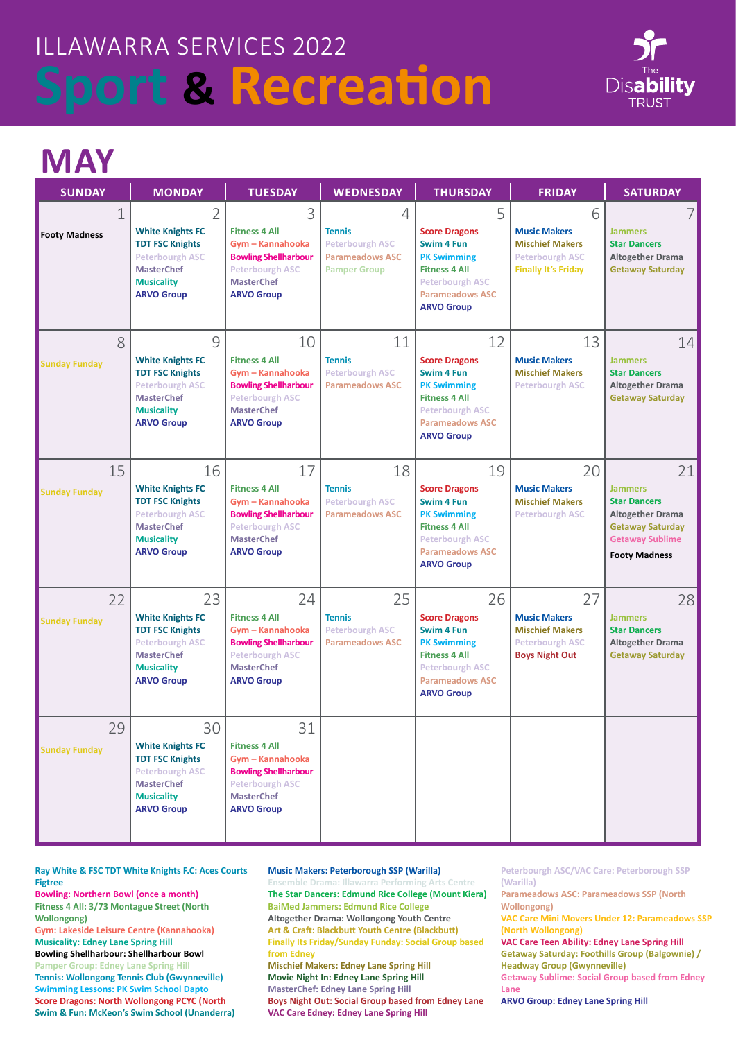# ILLAWARRA SERVICES 2022

# Sport & Recreation

The Disability TRUST

## MAY

| SUNDAY | MONDAY | TUESDAY | WEDNESDAY | THURSDAY | FRIDAY | SATURDAY |
|---|---|---|---|---|---|---|
| 1<br>**Footy Madness** | 2<br>White Knights FC<br>TDT FSC Knights<br>Peterbough ASC<br>MasterChef<br>Musicality<br>ARVO Group | 3<br>Fitness 4 All<br>Gym – Kannahooka<br>Bowling Shellharbour<br>Peterbough ASC<br>MasterChef<br>ARVO Group | 4<br>Tennis<br>Peterbough ASC<br>Parameadows ASC<br>Pamper Group | 5<br>Score Dragons<br>Swim 4 Fun<br>PK Swimming<br>Fitness 4 All<br>Peterbough ASC<br>Parameadows ASC<br>ARVO Group | 6<br>Music Makers<br>Mischief Makers<br>Peterbough ASC<br>Finally It's Friday | 7<br>Jammers<br>Star Dancers<br>Altogether Drama<br>Getaway Saturday |
| 8<br>Sunday Funday | 9<br>White Knights FC<br>TDT FSC Knights<br>Peterbough ASC<br>MasterChef<br>Musicality<br>ARVO Group | 10<br>Fitness 4 All<br>Gym – Kannahooka<br>Bowling Shellharbour<br>Peterbough ASC<br>MasterChef<br>ARVO Group | 11<br>Tennis<br>Peterbough ASC<br>Parameadows ASC | 12<br>Score Dragons<br>Swim 4 Fun<br>PK Swimming<br>Fitness 4 All<br>Peterbough ASC<br>Parameadows ASC<br>ARVO Group | 13<br>Music Makers<br>Mischief Makers<br>Peterbough ASC | 14<br>Jammers<br>Star Dancers<br>Altogether Drama<br>Getaway Saturday |
| 15<br>Sunday Funday | 16<br>White Knights FC<br>TDT FSC Knights<br>Peterbough ASC<br>MasterChef<br>Musicality<br>ARVO Group | 17<br>Fitness 4 All<br>Gym – Kannahooka<br>Bowling Shellharbour<br>Peterbough ASC<br>MasterChef<br>ARVO Group | 18<br>Tennis<br>Peterbough ASC<br>Parameadows ASC | 19<br>Score Dragons<br>Swim 4 Fun<br>PK Swimming<br>Fitness 4 All<br>Peterbough ASC<br>Parameadows ASC<br>ARVO Group | 20<br>Music Makers<br>Mischief Makers<br>Peterbough ASC | 21<br>Jammers<br>Star Dancers<br>Altogether Drama<br>Getaway Saturday<br>Getaway Sublime<br>**Footy Madness** |
| 22<br>Sunday Funday | 23<br>White Knights FC<br>TDT FSC Knights<br>Peterbough ASC<br>MasterChef<br>Musicality<br>ARVO Group | 24<br>Fitness 4 All<br>Gym – Kannahooka<br>Bowling Shellharbour<br>Peterbough ASC<br>MasterChef<br>ARVO Group | 25<br>Tennis<br>Peterbough ASC<br>Parameadows ASC | 26<br>Score Dragons<br>Swim 4 Fun<br>PK Swimming<br>Fitness 4 All<br>Peterbough ASC<br>Parameadows ASC<br>ARVO Group | 27<br>Music Makers<br>Mischief Makers<br>Peterbough ASC<br>Boys Night Out | 28<br>Jammers<br>Star Dancers<br>Altogether Drama<br>Getaway Saturday |
| 29<br>Sunday Funday | 30<br>White Knights FC<br>TDT FSC Knights<br>Peterbough ASC<br>MasterChef<br>Musicality<br>ARVO Group | 31<br>Fitness 4 All<br>Gym – Kannahooka<br>Bowling Shellharbour<br>Peterbough ASC<br>MasterChef<br>ARVO Group | | | | |

Ray White & FSC TDT White Knights F.C: Aces Courts Figtree
Bowling: Northern Bowl (once a month)
Fitness 4 All: 3/73 Montague Street (North Wollongong)
Gym: Lakeside Leisure Centre (Kannahooka)
Musicality: Edney Lane Spring Hill
Bowling Shellharbour: Shellharbour Bowl
Pamper Group: Edney Lane Spring Hill
Tennis: Wollongong Tennis Club (Gwynneville)
Swimming Lessons: PK Swim School Dapto
Score Dragons: North Wollongong PCYC (North
Swim & Fun: McKeon's Swim School (Unanderra)

Music Makers: Peterborough SSP (Warilla)
Ensemble Drama: Illawarra Performing Arts Centre
The Star Dancers: Edmund Rice College (Mount Kiera)
BaiMed Jammers: Edmund Rice College
Altogether Drama: Wollongong Youth Centre
Art & Craft: Blackbutt Youth Centre (Blackbutt)
Finally Its Friday/Sunday Funday: Social Group based from Edney
Mischief Makers: Edney Lane Spring Hill
Movie Night In: Edney Lane Spring Hill
MasterChef: Edney Lane Spring Hill
Boys Night Out: Social Group based from Edney Lane
VAC Care Edney: Edney Lane Spring Hill

Peterbourgh ASC/VAC Care: Peterborough SSP (Warilla)
Parameadows ASC: Parameadows SSP (North Wollongong)
VAC Care Mini Movers Under 12: Parameadows SSP (North Wollongong)
VAC Care Teen Ability: Edney Lane Spring Hill
Getaway Saturday: Foothills Group (Balgownie) / Headway Group (Gwynneville)
Getaway Sublime: Social Group based from Edney Lane
ARVO Group: Edney Lane Spring Hill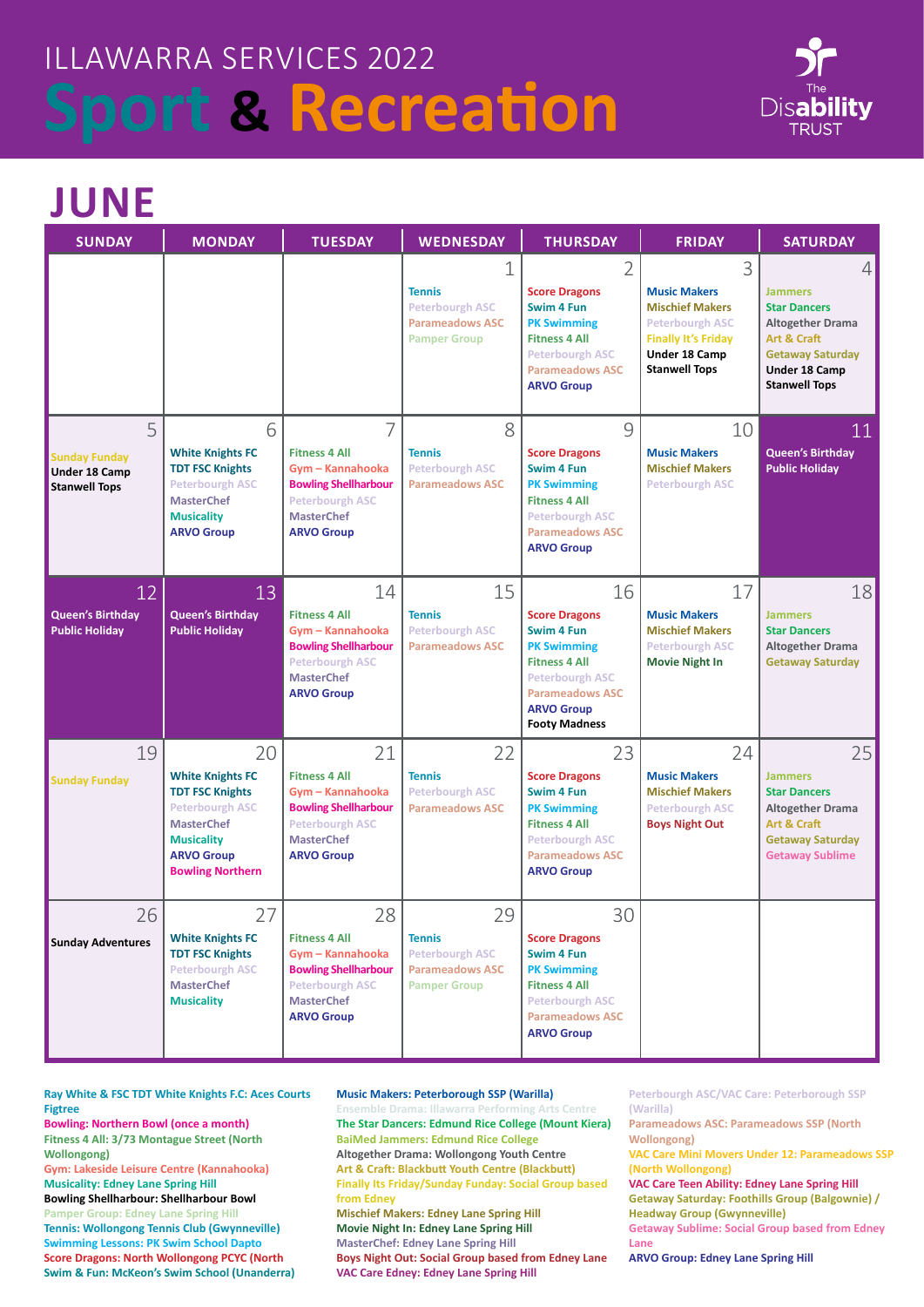# ILLAWARRA SERVICES 2022

# Sport & Recreation

The Disability TRUST

## JUNE

| SUNDAY | MONDAY | TUESDAY | WEDNESDAY | THURSDAY | FRIDAY | SATURDAY |
|---|---|---|---|---|---|---|
| | | | 1<br>Tennis<br>Peterbourgh ASC<br>Parameadows ASC<br>Pamper Group | 2<br>Score Dragons<br>Swim 4 Fun<br>PK Swimming<br>Fitness 4 All<br>Peterbourgh ASC<br>Parameadows ASC<br>ARVO Group | 3<br>Music Makers<br>Mischief Makers<br>Peterbourgh ASC<br>Finally It's Friday<br>Under 18 Camp<br>Stanwell Tops | 4<br>Jammers<br>Star Dancers<br>Altogether Drama<br>Art & Craft<br>Getaway Saturday<br>Under 18 Camp<br>Stanwell Tops |
| 5<br>Sunday Funday<br>Under 18 Camp<br>Stanwell Tops | 6<br>White Knights FC<br>TDT FSC Knights<br>Peterbourgh ASC<br>MasterChef<br>Musicality<br>ARVO Group | 7<br>Fitness 4 All<br>Gym – Kannahooka<br>Bowling Shellharbour<br>Peterbourgh ASC<br>MasterChef<br>ARVO Group | 8<br>Tennis<br>Peterbourgh ASC<br>Parameadows ASC | 9<br>Score Dragons<br>Swim 4 Fun<br>PK Swimming<br>Fitness 4 All<br>Peterbourgh ASC<br>Parameadows ASC<br>ARVO Group | 10<br>Music Makers<br>Mischief Makers<br>Peterbourgh ASC | 11<br>Queen's Birthday Public Holiday |
| 12<br>Queen's Birthday Public Holiday | 13<br>Queen's Birthday Public Holiday | 14<br>Fitness 4 All<br>Gym – Kannahooka<br>Bowling Shellharbour<br>Peterbourgh ASC<br>MasterChef<br>ARVO Group | 15<br>Tennis<br>Peterbourgh ASC<br>Parameadows ASC | 16<br>Score Dragons<br>Swim 4 Fun<br>PK Swimming<br>Fitness 4 All<br>Peterbourgh ASC<br>Parameadows ASC<br>ARVO Group<br>Footy Madness | 17<br>Music Makers<br>Mischief Makers<br>Peterbourgh ASC<br>Movie Night In | 18<br>Jammers<br>Star Dancers<br>Altogether Drama<br>Getaway Saturday |
| 19<br>Sunday Funday | 20<br>White Knights FC<br>TDT FSC Knights<br>Peterbourgh ASC<br>MasterChef<br>Musicality<br>ARVO Group<br>Bowling Northern | 21<br>Fitness 4 All<br>Gym – Kannahooka<br>Bowling Shellharbour<br>Peterbourgh ASC<br>MasterChef<br>ARVO Group | 22<br>Tennis<br>Peterbourgh ASC<br>Parameadows ASC | 23<br>Score Dragons<br>Swim 4 Fun<br>PK Swimming<br>Fitness 4 All<br>Peterbourgh ASC<br>Parameadows ASC<br>ARVO Group | 24<br>Music Makers<br>Mischief Makers<br>Peterbourgh ASC<br>Boys Night Out | 25<br>Jammers<br>Star Dancers<br>Altogether Drama<br>Art & Craft<br>Getaway Saturday<br>Getaway Sublime |
| 26<br>Sunday Adventures | 27<br>White Knights FC<br>TDT FSC Knights<br>Peterbourgh ASC<br>MasterChef<br>Musicality | 28<br>Fitness 4 All<br>Gym – Kannahooka<br>Bowling Shellharbour<br>Peterbourgh ASC<br>MasterChef<br>ARVO Group | 29<br>Tennis<br>Peterbourgh ASC<br>Parameadows ASC<br>Pamper Group | 30<br>Score Dragons<br>Swim 4 Fun<br>PK Swimming<br>Fitness 4 All<br>Peterbourgh ASC<br>Parameadows ASC<br>ARVO Group | | |

Ray White & FSC TDT White Knights F.C: Aces Courts Figtree
Bowling: Northern Bowl (once a month)
Fitness 4 All: 3/73 Montague Street (North Wollongong)
Gym: Lakeside Leisure Centre (Kannahooka)
Musicality: Edney Lane Spring Hill
Bowling Shellharbour: Shellharbour Bowl
Pamper Group: Edney Lane Spring Hill
Tennis: Wollongong Tennis Club (Gwynneville)
Swimming Lessons: PK Swim School Dapto
Score Dragons: North Wollongong PCYC (North
Swim & Fun: McKeon's Swim School (Unanderra)

Music Makers: Peterborough SSP (Warilla)
Ensemble Drama: Illawarra Performing Arts Centre
The Star Dancers: Edmund Rice College (Mount Kiera)
BaiMed Jammers: Edmund Rice College
Altogether Drama: Wollongong Youth Centre
Art & Craft: Blackbutt Youth Centre (Blackbutt)
Finally Its Friday/Sunday Funday: Social Group based from Edney
Mischief Makers: Edney Lane Spring Hill
Movie Night In: Edney Lane Spring Hill
MasterChef: Edney Lane Spring Hill
Boys Night Out: Social Group based from Edney Lane
VAC Care Edney: Edney Lane Spring Hill

Peterbourgh ASC/VAC Care: Peterborough SSP (Warilla)
Parameadows ASC: Parameadows SSP (North Wollongong)
VAC Care Mini Movers Under 12: Parameadows SSP (North Wollongong)
VAC Care Teen Ability: Edney Lane Spring Hill
Getaway Saturday: Foothills Group (Balgownie) / Headway Group (Gwynneville)
Getaway Sublime: Social Group based from Edney Lane
ARVO Group: Edney Lane Spring Hill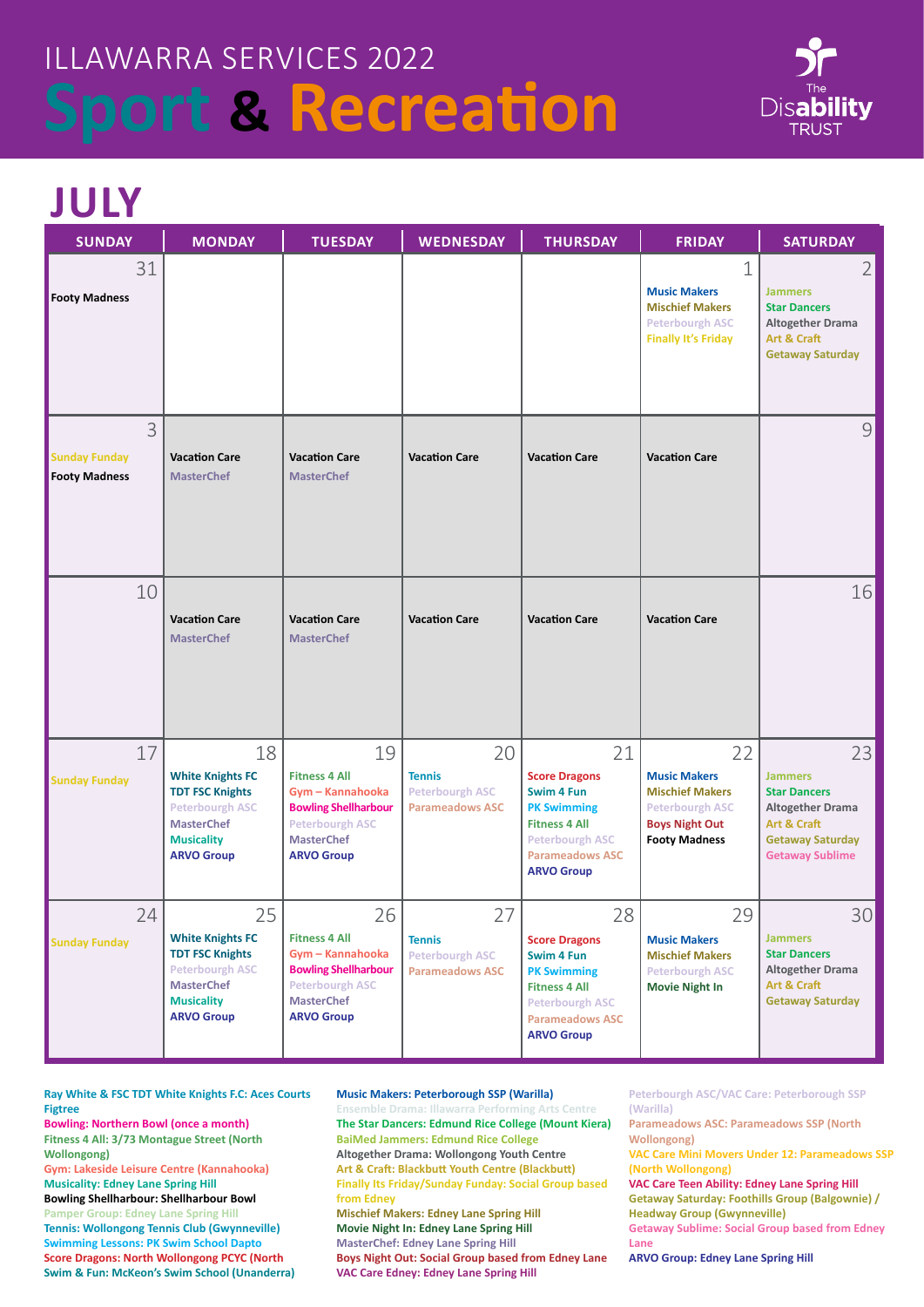# ILLAWARRA SERVICES 2022

# Sport & Recreation

The Disability TRUST

## JULY

| SUNDAY | MONDAY | TUESDAY | WEDNESDAY | THURSDAY | FRIDAY | SATURDAY |
|---|---|---|---|---|---|---|
| 31<br>Footy Madness | | | | | 1<br>Music Makers<br>Mischief Makers<br>Peterborough ASC<br>Finally It's Friday | 2<br>Jammers<br>Star Dancers<br>Altogether Drama<br>Art & Craft<br>Getaway Saturday |
| 3<br>Sunday Funday<br>Footy Madness | Vacation Care<br>MasterChef | Vacation Care<br>MasterChef | Vacation Care | Vacation Care | Vacation Care | 9 |
| 10 | Vacation Care<br>MasterChef | Vacation Care<br>MasterChef | Vacation Care | Vacation Care | Vacation Care | 16 |
| 17<br>Sunday Funday | 18<br>White Knights FC<br>TDT FSC Knights<br>Peterborough ASC<br>MasterChef<br>Musicality<br>ARVO Group | 19<br>Fitness 4 All<br>Gym – Kannahooka<br>Bowling Shellharbour<br>Peterborough ASC<br>MasterChef<br>ARVO Group | 20<br>Tennis<br>Peterborough ASC<br>Parameadows ASC | 21<br>Score Dragons<br>Swim 4 Fun<br>PK Swimming<br>Fitness 4 All<br>Peterborough ASC<br>Parameadows ASC<br>ARVO Group | 22<br>Music Makers<br>Mischief Makers<br>Peterborough ASC<br>Boys Night Out<br>Footy Madness | 23<br>Jammers<br>Star Dancers<br>Altogether Drama<br>Art & Craft<br>Getaway Saturday<br>Getaway Sublime |
| 24<br>Sunday Funday | 25<br>White Knights FC<br>TDT FSC Knights<br>Peterborough ASC<br>MasterChef<br>Musicality<br>ARVO Group | 26<br>Fitness 4 All<br>Gym – Kannahooka<br>Bowling Shellharbour<br>Peterborough ASC<br>MasterChef<br>ARVO Group | 27<br>Tennis<br>Peterborough ASC<br>Parameadows ASC | 28<br>Score Dragons<br>Swim 4 Fun<br>PK Swimming<br>Fitness 4 All<br>Peterborough ASC<br>Parameadows ASC<br>ARVO Group | 29<br>Music Makers<br>Mischief Makers<br>Peterborough ASC<br>Movie Night In | 30<br>Jammers<br>Star Dancers<br>Altogether Drama<br>Art & Craft<br>Getaway Saturday |

Ray White & FSC TDT White Knights F.C: Aces Courts Figtree
Bowling: Northern Bowl (once a month)
Fitness 4 All: 3/73 Montague Street (North Wollongong)
Gym: Lakeside Leisure Centre (Kannahooka)
Musicality: Edney Lane Spring Hill
Bowling Shellharbour: Shellharbour Bowl
Pamper Group: Edney Lane Spring Hill
Tennis: Wollongong Tennis Club (Gwynneville)
Swimming Lessons: PK Swim School Dapto
Score Dragons: North Wollongong PCYC (North
Swim & Fun: McKeon's Swim School (Unanderra)

Music Makers: Peterborough SSP (Warilla)
Ensemble Drama: Illawarra Performing Arts Centre
The Star Dancers: Edmund Rice College (Mount Kiera)
BaiMed Jammers: Edmund Rice College
Altogether Drama: Wollongong Youth Centre
Art & Craft: Blackbutt Youth Centre (Blackbutt)
Finally Its Friday/Sunday Funday: Social Group based from Edney
Mischief Makers: Edney Lane Spring Hill
Movie Night In: Edney Lane Spring Hill
MasterChef: Edney Lane Spring Hill
Boys Night Out: Social Group based from Edney Lane
VAC Care Edney: Edney Lane Spring Hill

Peterborough ASC/VAC Care: Peterborough SSP (Warilla)
Parameadows ASC: Parameadows SSP (North Wollongong)
VAC Care Mini Movers Under 12: Parameadows SSP (North Wollongong)
VAC Care Teen Ability: Edney Lane Spring Hill
Getaway Saturday: Foothills Group (Balgownie) / Headway Group (Gwynneville)
Getaway Sublime: Social Group based from Edney Lane
ARVO Group: Edney Lane Spring Hill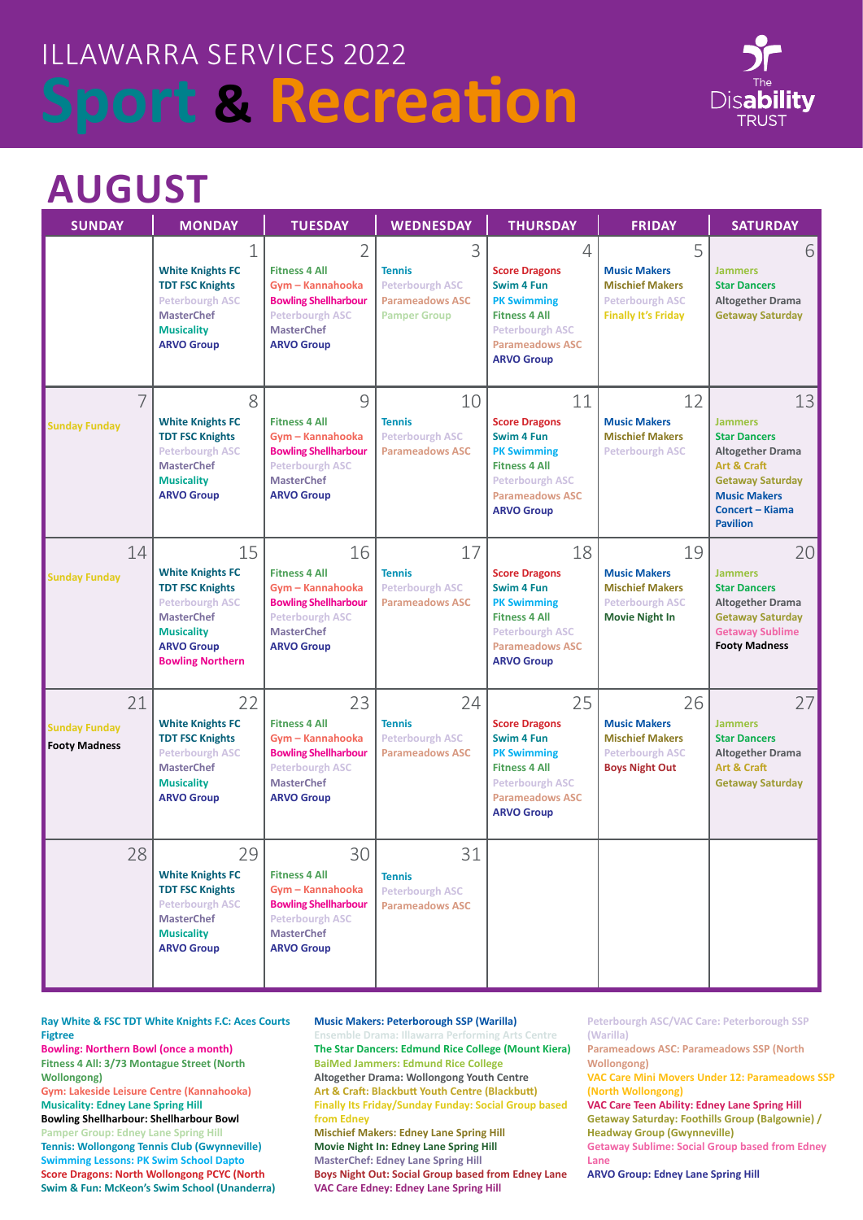# ILLAWARRA SERVICES 2022

# Sport & Recreation

The Disability TRUST

## AUGUST

| SUNDAY | MONDAY | TUESDAY | WEDNESDAY | THURSDAY | FRIDAY | SATURDAY |
|---|---|---|---|---|---|---|
| | 1<br>White Knights FC<br>TDT FSC Knights<br>Peterbourgh ASC<br>MasterChef<br>Musicality<br>ARVO Group | 2<br>Fitness 4 All<br>Gym – Kannahooka<br>Bowling Shellharbour<br>Peterbourgh ASC<br>MasterChef<br>ARVO Group | 3<br>Tennis<br>Peterbourgh ASC<br>Parameadows ASC<br>Pamper Group | 4<br>Score Dragons<br>Swim 4 Fun<br>PK Swimming<br>Fitness 4 All<br>Peterbourgh ASC<br>Parameadows ASC<br>ARVO Group | 5<br>Music Makers<br>Mischief Makers<br>Peterbourgh ASC<br>Finally It's Friday | 6<br>Jammers<br>Star Dancers<br>Altogether Drama<br>Getaway Saturday |
| 7<br>Sunday Funday | 8<br>White Knights FC<br>TDT FSC Knights<br>Peterbourgh ASC<br>MasterChef<br>Musicality<br>ARVO Group | 9<br>Fitness 4 All<br>Gym – Kannahooka<br>Bowling Shellharbour<br>Peterbourgh ASC<br>MasterChef<br>ARVO Group | 10<br>Tennis<br>Peterbourgh ASC<br>Parameadows ASC | 11<br>Score Dragons<br>Swim 4 Fun<br>PK Swimming<br>Fitness 4 All<br>Peterbourgh ASC<br>Parameadows ASC<br>ARVO Group | 12<br>Music Makers<br>Mischief Makers<br>Peterbourgh ASC | 13<br>Jammers<br>Star Dancers<br>Altogether Drama<br>Art & Craft<br>Getaway Saturday<br>Music Makers Concert – Kiama Pavilion |
| 14<br>Sunday Funday | 15<br>White Knights FC<br>TDT FSC Knights<br>Peterbourgh ASC<br>MasterChef<br>Musicality<br>ARVO Group<br>Bowling Northern | 16<br>Fitness 4 All<br>Gym – Kannahooka<br>Bowling Shellharbour<br>Peterbourgh ASC<br>MasterChef<br>ARVO Group | 17<br>Tennis<br>Peterbourgh ASC<br>Parameadows ASC | 18<br>Score Dragons<br>Swim 4 Fun<br>PK Swimming<br>Fitness 4 All<br>Peterbourgh ASC<br>Parameadows ASC<br>ARVO Group | 19<br>Music Makers<br>Mischief Makers<br>Peterbourgh ASC<br>Movie Night In | 20<br>Jammers<br>Star Dancers<br>Altogether Drama<br>Getaway Saturday<br>Getaway Sublime<br>Footy Madness |
| 21<br>Sunday Funday<br>Footy Madness | 22<br>White Knights FC<br>TDT FSC Knights<br>Peterbourgh ASC<br>MasterChef<br>Musicality<br>ARVO Group | 23<br>Fitness 4 All<br>Gym – Kannahooka<br>Bowling Shellharbour<br>Peterbourgh ASC<br>MasterChef<br>ARVO Group | 24<br>Tennis<br>Peterbourgh ASC<br>Parameadows ASC | 25<br>Score Dragons<br>Swim 4 Fun<br>PK Swimming<br>Fitness 4 All<br>Peterbourgh ASC<br>Parameadows ASC<br>ARVO Group | 26<br>Music Makers<br>Mischief Makers<br>Peterbourgh ASC<br>Boys Night Out | 27<br>Jammers<br>Star Dancers<br>Altogether Drama<br>Art & Craft<br>Getaway Saturday |
| 28 | 29<br>White Knights FC<br>TDT FSC Knights<br>Peterbourgh ASC<br>MasterChef<br>Musicality<br>ARVO Group | 30<br>Fitness 4 All<br>Gym – Kannahooka<br>Bowling Shellharbour<br>Peterbourgh ASC<br>MasterChef<br>ARVO Group | 31<br>Tennis<br>Peterbourgh ASC<br>Parameadows ASC | | | |

Ray White & FSC TDT White Knights F.C: Aces Courts Figtree
Bowling: Northern Bowl (once a month)
Fitness 4 All: 3/73 Montague Street (North Wollongong)
Gym: Lakeside Leisure Centre (Kannahooka)
Musicality: Edney Lane Spring Hill
Bowling Shellharbour: Shellharbour Bowl
Pamper Group: Edney Lane Spring Hill
Tennis: Wollongong Tennis Club (Gwynneville)
Swimming Lessons: PK Swim School Dapto
Score Dragons: North Wollongong PCYC (North
Swim & Fun: McKeon's Swim School (Unanderra)

Music Makers: Peterborough SSP (Warilla)
Ensemble Drama: Illawarra Performing Arts Centre
The Star Dancers: Edmund Rice College (Mount Kiera)
BaiMed Jammers: Edmund Rice College
Altogether Drama: Wollongong Youth Centre
Art & Craft: Blackbutt Youth Centre (Blackbutt)
Finally Its Friday/Sunday Funday: Social Group based from Edney
Mischief Makers: Edney Lane Spring Hill
Movie Night In: Edney Lane Spring Hill
MasterChef: Edney Lane Spring Hill
Boys Night Out: Social Group based from Edney Lane
VAC Care Edney: Edney Lane Spring Hill

Peterbourgh ASC/VAC Care: Peterbourgh SSP (Warilla)
Parameadows ASC: Parameadows SSP (North Wollongong)
VAC Care Mini Movers Under 12: Parameadows SSP (North Wollongong)
VAC Care Teen Ability: Edney Lane Spring Hill
Getaway Saturday: Foothills Group (Balgownie) / Headway Group (Gwynneville)
Getaway Sublime: Social Group based from Edney Lane
ARVO Group: Edney Lane Spring Hill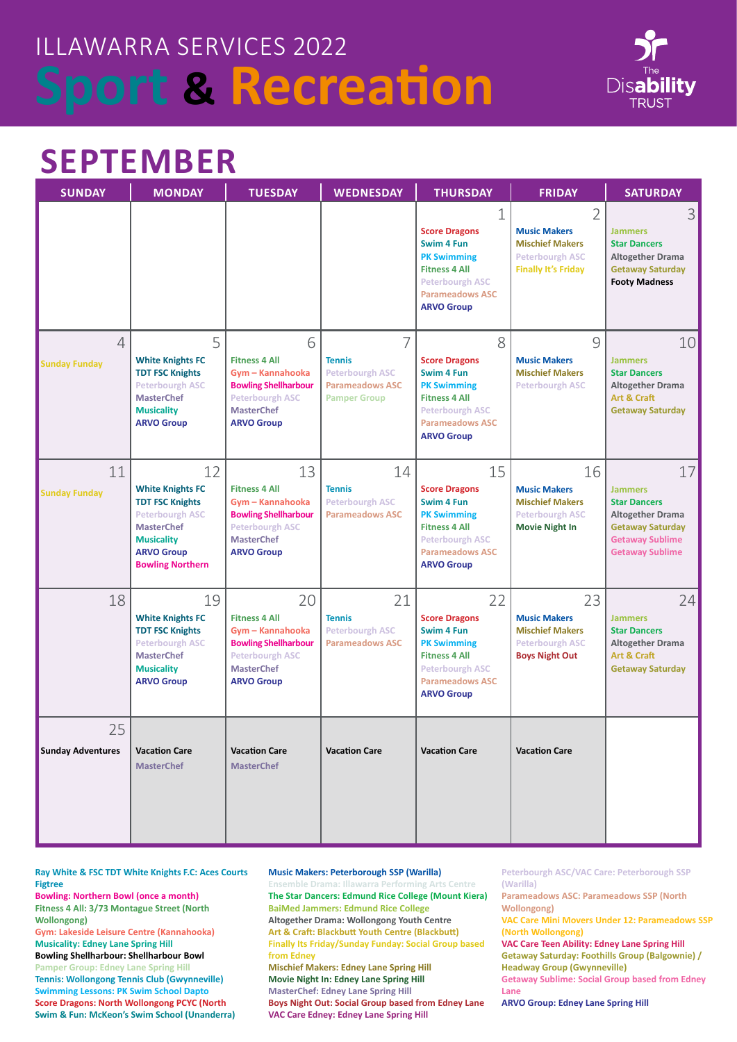ILLAWARRA SERVICES 2022

# Sport & Recreation

The Disability TRUST

## SEPTEMBER

| SUNDAY | MONDAY | TUESDAY | WEDNESDAY | THURSDAY | FRIDAY | SATURDAY |
|---|---|---|---|---|---|---|
| | | | | 1<br>Score Dragons<br>Swim 4 Fun<br>PK Swimming<br>Fitness 4 All<br>Peterbourgh ASC<br>Parameadows ASC<br>ARVO Group | 2<br>Music Makers<br>Mischief Makers<br>Peterbourgh ASC<br>Finally It's Friday | 3<br>Jammers<br>Star Dancers<br>Altogether Drama<br>Getaway Saturday<br>Footy Madness |
| 4<br>Sunday Funday | 5<br>White Knights FC<br>TDT FSC Knights<br>Peterbourgh ASC<br>MasterChef<br>Musicality<br>ARVO Group | 6<br>Fitness 4 All<br>Gym – Kannahooka<br>Bowling Shellharbour<br>Peterbourgh ASC<br>MasterChef<br>ARVO Group | 7<br>Tennis<br>Peterbourgh ASC<br>Parameadows ASC<br>Pamper Group | 8<br>Score Dragons<br>Swim 4 Fun<br>PK Swimming<br>Fitness 4 All<br>Peterbourgh ASC<br>Parameadows ASC<br>ARVO Group | 9<br>Music Makers<br>Mischief Makers<br>Peterbourgh ASC | 10<br>Jammers<br>Star Dancers<br>Altogether Drama<br>Art & Craft<br>Getaway Saturday |
| 11<br>Sunday Funday | 12<br>White Knights FC<br>TDT FSC Knights<br>Peterbourgh ASC<br>MasterChef<br>Musicality<br>ARVO Group<br>Bowling Northern | 13<br>Fitness 4 All<br>Gym – Kannahooka<br>Bowling Shellharbour<br>Peterbourgh ASC<br>MasterChef<br>ARVO Group | 14<br>Tennis<br>Peterbourgh ASC<br>Parameadows ASC | 15<br>Score Dragons<br>Swim 4 Fun<br>PK Swimming<br>Fitness 4 All<br>Peterbourgh ASC<br>Parameadows ASC<br>ARVO Group | 16<br>Music Makers<br>Mischief Makers<br>Peterbourgh ASC<br>Movie Night In | 17<br>Jammers<br>Star Dancers<br>Altogether Drama<br>Getaway Saturday<br>Getaway Sublime<br>Getaway Sublime |
| 18 | 19<br>White Knights FC<br>TDT FSC Knights<br>Peterbourgh ASC<br>MasterChef<br>Musicality<br>ARVO Group | 20<br>Fitness 4 All<br>Gym – Kannahooka<br>Bowling Shellharbour<br>Peterbourgh ASC<br>MasterChef<br>ARVO Group | 21<br>Tennis<br>Peterbourgh ASC<br>Parameadows ASC | 22<br>Score Dragons<br>Swim 4 Fun<br>PK Swimming<br>Fitness 4 All<br>Peterbourgh ASC<br>Parameadows ASC<br>ARVO Group | 23<br>Music Makers<br>Mischief Makers<br>Peterbourgh ASC<br>Boys Night Out | 24<br>Jammers<br>Star Dancers<br>Altogether Drama<br>Art & Craft<br>Getaway Saturday |
| 25<br>Sunday Adventures | Vacation Care<br>MasterChef | Vacation Care<br>MasterChef | Vacation Care | Vacation Care | Vacation Care | |

Ray White & FSC TDT White Knights F.C: Aces Courts Figtree
Bowling: Northern Bowl (once a month)
Fitness 4 All: 3/73 Montague Street (North Wollongong)
Gym: Lakeside Leisure Centre (Kannahooka)
Musicality: Edney Lane Spring Hill
Bowling Shellharbour: Shellharbour Bowl
Pamper Group: Edney Lane Spring Hill
Tennis: Wollongong Tennis Club (Gwynneville)
Swimming Lessons: PK Swim School Dapto
Score Dragons: North Wollongong PCYC (North
Swim & Fun: McKeon's Swim School (Unanderra)

Music Makers: Peterborough SSP (Warilla)
Ensemble Drama: Illawarra Performing Arts Centre
The Star Dancers: Edmund Rice College (Mount Kiera)
BaiMed Jammers: Edmund Rice College
Altogether Drama: Wollongong Youth Centre
Art & Craft: Blackbutt Youth Centre (Blackbutt)
Finally Its Friday/Sunday Funday: Social Group based from Edney
Mischief Makers: Edney Lane Spring Hill
Movie Night In: Edney Lane Spring Hill
MasterChef: Edney Lane Spring Hill
Boys Night Out: Social Group based from Edney Lane
VAC Care Edney: Edney Lane Spring Hill

Peterbourgh ASC/VAC Care: Peterbourgh SSP (Warilla)
Parameadows ASC: Parameadows SSP (North Wollongong)
VAC Care Mini Movers Under 12: Parameadows SSP (North Wollongong)
VAC Care Teen Ability: Edney Lane Spring Hill
Getaway Saturday: Foothills Group (Balgownie) / Headway Group (Gwynneville)
Getaway Sublime: Social Group based from Edney Lane
ARVO Group: Edney Lane Spring Hill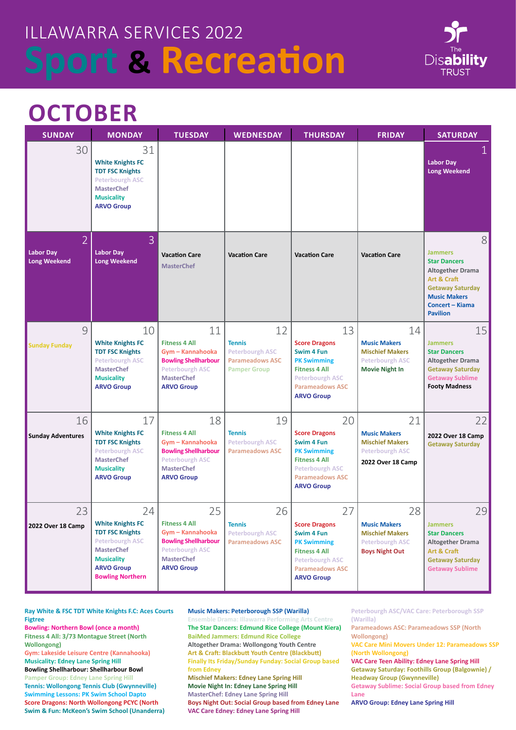ILLAWARRA SERVICES 2022

# Sport & Recreation

The Disability TRUST

## OCTOBER

| SUNDAY | MONDAY | TUESDAY | WEDNESDAY | THURSDAY | FRIDAY | SATURDAY |
|---|---|---|---|---|---|---|
| 30 | 31<br>White Knights FC<br>TDT FSC Knights<br>Peterbourgh ASC<br>MasterChef<br>Musicality<br>ARVO Group | | | | | 1<br>Labor Day Long Weekend |
| 2<br>Labor Day Long Weekend | 3<br>Labor Day Long Weekend | Vacation Care<br>MasterChef | Vacation Care | Vacation Care | Vacation Care | 8<br>Jammers<br>Star Dancers<br>Altogether Drama<br>Art & Craft<br>Getaway Saturday<br>Music Makers<br>Concert – Kiama Pavilion |
| 9<br>Sunday Funday | 10<br>White Knights FC<br>TDT FSC Knights<br>Peterbourgh ASC<br>MasterChef<br>Musicality<br>ARVO Group | 11<br>Fitness 4 All<br>Gym – Kannahooka<br>Bowling Shellharbour<br>Peterbourgh ASC<br>MasterChef<br>ARVO Group | 12<br>Tennis<br>Peterbourgh ASC<br>Parameadows ASC<br>Pamper Group | 13<br>Score Dragons<br>Swim 4 Fun<br>PK Swimming<br>Fitness 4 All<br>Peterbourgh ASC<br>Parameadows ASC<br>ARVO Group | 14<br>Music Makers<br>Mischief Makers<br>Peterbourgh ASC<br>Movie Night In | 15<br>Jammers<br>Star Dancers<br>Altogether Drama<br>Getaway Saturday<br>Getaway Sublime<br>Footy Madness |
| 16<br>Sunday Adventures | 17<br>White Knights FC<br>TDT FSC Knights<br>Peterbourgh ASC<br>MasterChef<br>Musicality<br>ARVO Group | 18<br>Fitness 4 All<br>Gym – Kannahooka<br>Bowling Shellharbour<br>Peterbourgh ASC<br>MasterChef<br>ARVO Group | 19<br>Tennis<br>Peterbourgh ASC<br>Parameadows ASC | 20<br>Score Dragons<br>Swim 4 Fun<br>PK Swimming<br>Fitness 4 All<br>Peterbourgh ASC<br>Parameadows ASC<br>ARVO Group | 21<br>Music Makers<br>Mischief Makers<br>Peterbourgh ASC<br>2022 Over 18 Camp | 22<br>2022 Over 18 Camp<br>Getaway Saturday |
| 23<br>2022 Over 18 Camp | 24<br>White Knights FC<br>TDT FSC Knights<br>Peterbourgh ASC<br>MasterChef<br>Musicality<br>ARVO Group<br>Bowling Northern | 25<br>Fitness 4 All<br>Gym – Kannahooka<br>Bowling Shellharbour<br>Peterbourgh ASC<br>MasterChef<br>ARVO Group | 26<br>Tennis<br>Peterbourgh ASC<br>Parameadows ASC | 27<br>Score Dragons<br>Swim 4 Fun<br>PK Swimming<br>Fitness 4 All<br>Peterbourgh ASC<br>Parameadows ASC<br>ARVO Group | 28<br>Music Makers<br>Mischief Makers<br>Peterbourgh ASC<br>Boys Night Out | 29<br>Jammers<br>Star Dancers<br>Altogether Drama<br>Art & Craft<br>Getaway Saturday<br>Getaway Sublime |

Ray White & FSC TDT White Knights F.C: Aces Courts Figtree
Bowling: Northern Bowl (once a month)
Fitness 4 All: 3/73 Montague Street (North Wollongong)
Gym: Lakeside Leisure Centre (Kannahooka)
Musicality: Edney Lane Spring Hill
Bowling Shellharbour: Shellharbour Bowl
Pamper Group: Edney Lane Spring Hill
Tennis: Wollongong Tennis Club (Gwynneville)
Swimming Lessons: PK Swim School Dapto
Score Dragons: North Wollongong PCYC (North
Swim & Fun: McKeon's Swim School (Unanderra)

Music Makers: Peterborough SSP (Warilla)
Ensemble Drama: Illawarra Performing Arts Centre
The Star Dancers: Edmund Rice College (Mount Kiera)
BaiMed Jammers: Edmund Rice College
Altogether Drama: Wollongong Youth Centre
Art & Craft: Blackbutt Youth Centre (Blackbutt)
Finally Its Friday/Sunday Funday: Social Group based from Edney
Mischief Makers: Edney Lane Spring Hill
Movie Night In: Edney Lane Spring Hill
MasterChef: Edney Lane Spring Hill
Boys Night Out: Social Group based from Edney Lane
VAC Care Edney: Edney Lane Spring Hill

Peterbourgh ASC/VAC Care: Peterborough SSP (Warilla)
Parameadows ASC: Parameadows SSP (North Wollongong)
VAC Care Mini Movers Under 12: Parameadows SSP (North Wollongong)
VAC Care Teen Ability: Edney Lane Spring Hill
Getaway Saturday: Foothills Group (Balgownie) / Headway Group (Gwynneville)
Getaway Sublime: Social Group based from Edney Lane
ARVO Group: Edney Lane Spring Hill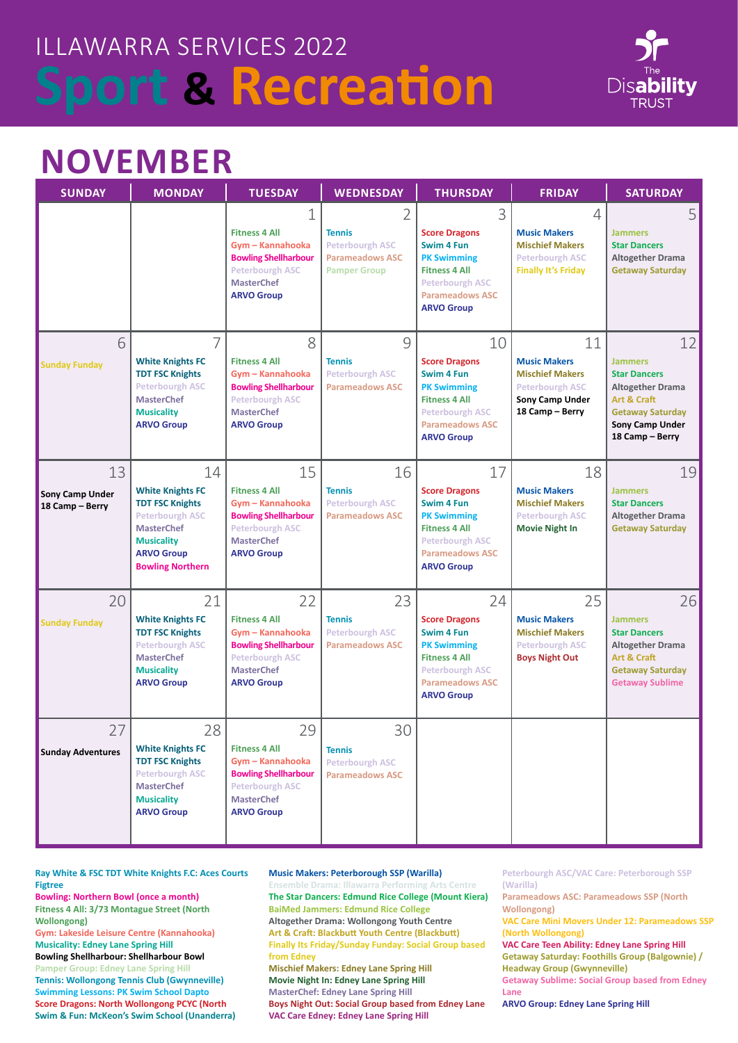# ILLAWARRA SERVICES 2022

# Sport & Recreation

The Disability TRUST

## NOVEMBER

| SUNDAY | MONDAY | TUESDAY | WEDNESDAY | THURSDAY | FRIDAY | SATURDAY |
|---|---|---|---|---|---|---|
| | | 1<br>Fitness 4 All<br>Gym – Kannahooka<br>Bowling Shellharbour<br>Peterbourgh ASC<br>MasterChef<br>ARVO Group | 2<br>Tennis<br>Peterbourgh ASC<br>Parameadows ASC<br>Pamper Group | 3<br>Score Dragons<br>Swim 4 Fun<br>PK Swimming<br>Fitness 4 All<br>Peterbourgh ASC<br>Parameadows ASC<br>ARVO Group | 4<br>Music Makers<br>Mischief Makers<br>Peterbourgh ASC<br>Finally It's Friday | 5<br>Jammers<br>Star Dancers<br>Altogether Drama<br>Getaway Saturday |
| 6<br>Sunday Funday | 7<br>White Knights FC<br>TDT FSC Knights<br>Peterbourgh ASC<br>MasterChef<br>Musicality<br>ARVO Group | 8<br>Fitness 4 All<br>Gym – Kannahooka<br>Bowling Shellharbour<br>Peterbourgh ASC<br>MasterChef<br>ARVO Group | 9<br>Tennis<br>Peterbourgh ASC<br>Parameadows ASC | 10<br>Score Dragons<br>Swim 4 Fun<br>PK Swimming<br>Fitness 4 All<br>Peterbourgh ASC<br>Parameadows ASC<br>ARVO Group | 11<br>Music Makers<br>Mischief Makers<br>Peterbourgh ASC<br>Sony Camp Under 18 Camp – Berry | 12<br>Jammers<br>Star Dancers<br>Altogether Drama<br>Art & Craft<br>Getaway Saturday<br>Sony Camp Under 18 Camp – Berry |
| 13<br>Sony Camp Under 18 Camp – Berry | 14<br>White Knights FC<br>TDT FSC Knights<br>Peterbourgh ASC<br>MasterChef<br>Musicality<br>ARVO Group<br>Bowling Northern | 15<br>Fitness 4 All<br>Gym – Kannahooka<br>Bowling Shellharbour<br>Peterbourgh ASC<br>MasterChef<br>ARVO Group | 16<br>Tennis<br>Peterbourgh ASC<br>Parameadows ASC | 17<br>Score Dragons<br>Swim 4 Fun<br>PK Swimming<br>Fitness 4 All<br>Peterbourgh ASC<br>Parameadows ASC<br>ARVO Group | 18<br>Music Makers<br>Mischief Makers<br>Peterbourgh ASC<br>Movie Night In | 19<br>Jammers<br>Star Dancers<br>Altogether Drama<br>Getaway Saturday |
| 20<br>Sunday Funday | 21<br>White Knights FC<br>TDT FSC Knights<br>Peterbourgh ASC<br>MasterChef<br>Musicality<br>ARVO Group | 22<br>Fitness 4 All<br>Gym – Kannahooka<br>Bowling Shellharbour<br>Peterbourgh ASC<br>MasterChef<br>ARVO Group | 23<br>Tennis<br>Peterbourgh ASC<br>Parameadows ASC | 24<br>Score Dragons<br>Swim 4 Fun<br>PK Swimming<br>Fitness 4 All<br>Peterbourgh ASC<br>Parameadows ASC<br>ARVO Group | 25<br>Music Makers<br>Mischief Makers<br>Peterbourgh ASC<br>Boys Night Out | 26<br>Jammers<br>Star Dancers<br>Altogether Drama<br>Art & Craft<br>Getaway Saturday<br>Getaway Sublime |
| 27<br>Sunday Adventures | 28<br>White Knights FC<br>TDT FSC Knights<br>Peterbourgh ASC<br>MasterChef<br>Musicality<br>ARVO Group | 29<br>Fitness 4 All<br>Gym – Kannahooka<br>Bowling Shellharbour<br>Peterbourgh ASC<br>MasterChef<br>ARVO Group | 30<br>Tennis<br>Peterbourgh ASC<br>Parameadows ASC | | | |

Ray White & FSC TDT White Knights F.C: Aces Courts Figtree
Bowling: Northern Bowl (once a month)
Fitness 4 All: 3/73 Montague Street (North Wollongong)
Gym: Lakeside Leisure Centre (Kannahooka)
Musicality: Edney Lane Spring Hill
Bowling Shellharbour: Shellharbour Bowl
Pamper Group: Edney Lane Spring Hill
Tennis: Wollongong Tennis Club (Gwynneville)
Swimming Lessons: PK Swim School Dapto
Score Dragons: North Wollongong PCYC (North
Swim & Fun: McKeon's Swim School (Unanderra)

Music Makers: Peterborough SSP (Warilla)
Ensemble Drama: Illawarra Performing Arts Centre
The Star Dancers: Edmund Rice College (Mount Kiera)
BaiMed Jammers: Edmund Rice College
Altogether Drama: Wollongong Youth Centre
Art & Craft: Blackbutt Youth Centre (Blackbutt)
Finally Its Friday/Sunday Funday: Social Group based from Edney
Mischief Makers: Edney Lane Spring Hill
Movie Night In: Edney Lane Spring Hill
MasterChef: Edney Lane Spring Hill
Boys Night Out: Social Group based from Edney Lane
VAC Care Edney: Edney Lane Spring Hill

Peterbourgh ASC/VAC Care: Peterbourgh SSP (Warilla)
Parameadows ASC: Parameadows SSP (North Wollongong)
VAC Care Mini Movers Under 12: Parameadows SSP (North Wollongong)
VAC Care Teen Ability: Edney Lane Spring Hill
Getaway Saturday: Foothills Group (Balgownie) / Headway Group (Gwynneville)
Getaway Sublime: Social Group based from Edney Lane
ARVO Group: Edney Lane Spring Hill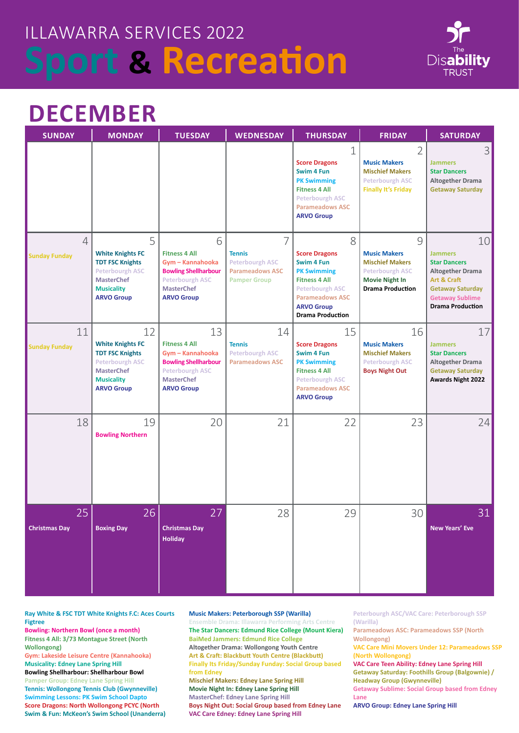ILLAWARRA SERVICES 2022

# Sport & Recreation

The Disability TRUST

## DECEMBER

| SUNDAY | MONDAY | TUESDAY | WEDNESDAY | THURSDAY | FRIDAY | SATURDAY |
|---|---|---|---|---|---|---|
| | | | | 1<br>Score Dragons<br>Swim 4 Fun<br>PK Swimming<br>Fitness 4 All<br>Peterbourgh ASC<br>Parameadows ASC<br>ARVO Group | 2<br>Music Makers<br>Mischief Makers<br>Peterbourgh ASC<br>Finally It's Friday | 3<br>Jammers<br>Star Dancers<br>Altogether Drama<br>Getaway Saturday |
| 4<br>Sunday Funday | 5<br>White Knights FC<br>TDT FSC Knights<br>Peterbourgh ASC<br>MasterChef<br>Musicality<br>ARVO Group | 6<br>Fitness 4 All<br>Gym – Kannahooka<br>Bowling Shellharbour<br>Peterbourgh ASC<br>MasterChef<br>ARVO Group | 7<br>Tennis<br>Peterbourgh ASC<br>Parameadows ASC<br>Pamper Group | 8<br>Score Dragons<br>Swim 4 Fun<br>PK Swimming<br>Fitness 4 All<br>Peterbourgh ASC<br>Parameadows ASC<br>ARVO Group<br>Drama Production | 9<br>Music Makers<br>Mischief Makers<br>Peterbourgh ASC<br>Movie Night In<br>Drama Production | 10<br>Jammers<br>Star Dancers<br>Altogether Drama<br>Art & Craft<br>Getaway Saturday<br>Getaway Sublime<br>Drama Production |
| 11<br>Sunday Funday | 12<br>White Knights FC<br>TDT FSC Knights<br>Peterbourgh ASC<br>MasterChef<br>Musicality<br>ARVO Group | 13<br>Fitness 4 All<br>Gym – Kannahooka<br>Bowling Shellharbour<br>Peterbourgh ASC<br>MasterChef<br>ARVO Group | 14<br>Tennis<br>Peterbourgh ASC<br>Parameadows ASC | 15<br>Score Dragons<br>Swim 4 Fun<br>PK Swimming<br>Fitness 4 All<br>Peterbourgh ASC<br>Parameadows ASC<br>ARVO Group | 16<br>Music Makers<br>Mischief Makers<br>Peterbourgh ASC<br>Boys Night Out | 17<br>Jammers<br>Star Dancers<br>Altogether Drama<br>Getaway Saturday<br>Awards Night 2022 |
| 18 | 19<br>Bowling Northern | 20 | 21 | 22 | 23 | 24 |
| 25<br>Christmas Day | 26<br>Boxing Day | 27<br>Christmas Day Holiday | 28 | 29 | 30 | 31<br>New Years' Eve |

Ray White & FSC TDT White Knights F.C: Aces Courts Figtree
Bowling: Northern Bowl (once a month)
Fitness 4 All: 3/73 Montague Street (North Wollongong)
Gym: Lakeside Leisure Centre (Kannahooka)
Musicality: Edney Lane Spring Hill
Bowling Shellharbour: Shellharbour Bowl
Pamper Group: Edney Lane Spring Hill
Tennis: Wollongong Tennis Club (Gwynneville)
Swimming Lessons: PK Swim School Dapto
Score Dragons: North Wollongong PCYC (North
Swim & Fun: McKeon's Swim School (Unanderra)

Music Makers: Peterborough SSP (Warilla)
Ensemble Drama: Illawarra Performing Arts Centre
The Star Dancers: Edmund Rice College (Mount Kiera)
BaiMed Jammers: Edmund Rice College
Altogether Drama: Wollongong Youth Centre
Art & Craft: Blackbutt Youth Centre (Blackbutt)
Finally Its Friday/Sunday Funday: Social Group based from Edney
Mischief Makers: Edney Lane Spring Hill
Movie Night In: Edney Lane Spring Hill
MasterChef: Edney Lane Spring Hill
Boys Night Out: Social Group based from Edney Lane
VAC Care Edney: Edney Lane Spring Hill

Peterbourgh ASC/VAC Care: Peterborough SSP (Warilla)
Parameadows ASC: Parameadows SSP (North Wollongong)
VAC Care Mini Movers Under 12: Parameadows SSP (North Wollongong)
VAC Care Teen Ability: Edney Lane Spring Hill
Getaway Saturday: Foothills Group (Balgownie) / Headway Group (Gwynneville)
Getaway Sublime: Social Group based from Edney Lane
ARVO Group: Edney Lane Spring Hill